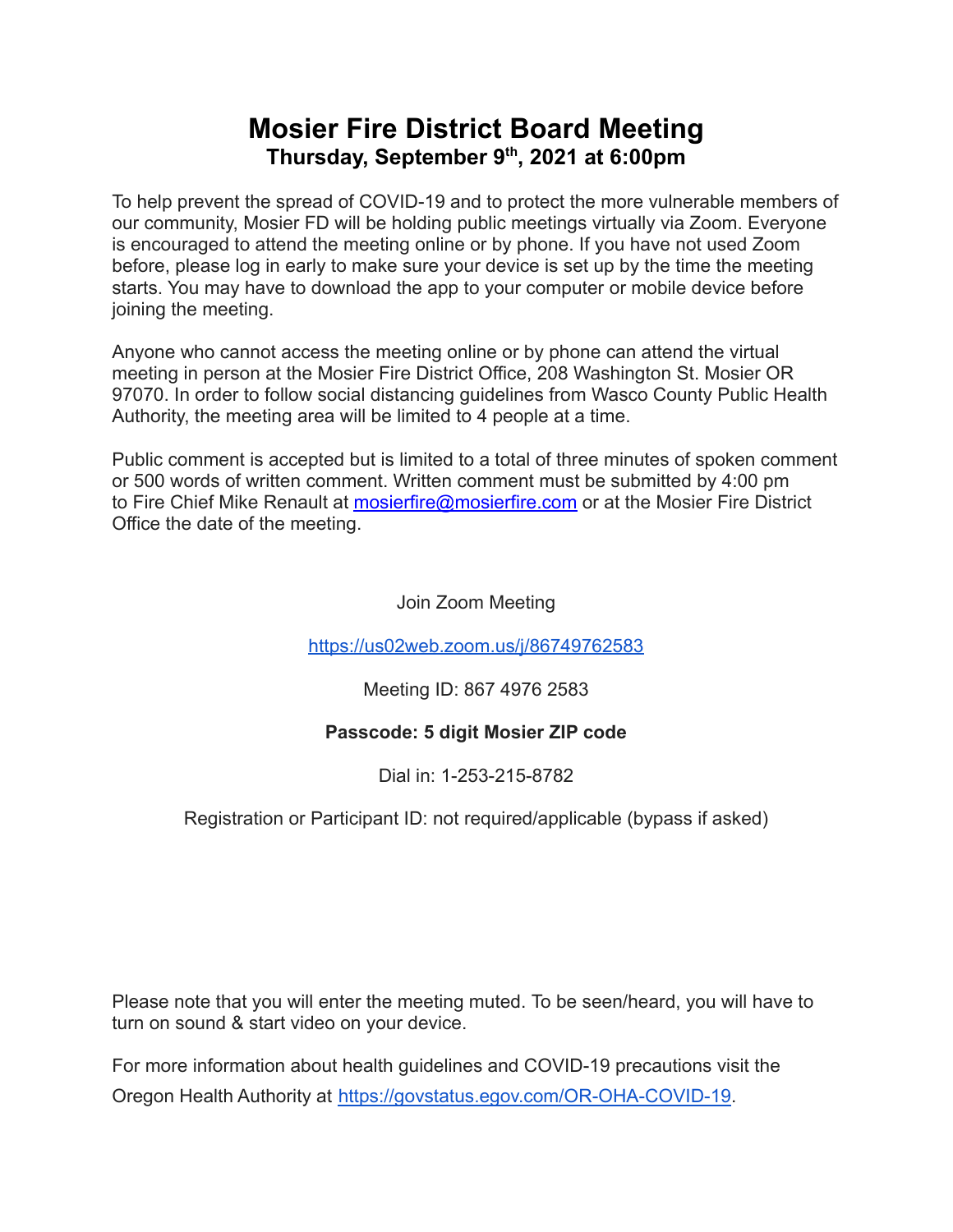# Mosier Fire District Board Meeting

## Thursday, September 9th, 2021 at 6:00pm

To help prevent the spread of COVID-19 and to protect the more vulnerable members of our community, Mosier FD will be holding public meetings virtually via Zoom. Everyone is encouraged to attend the meeting online or by phone. If you have not used Zoom before, please log in early to make sure your device is set up by the time the meeting starts. You may have to download the app to your computer or mobile device before joining the meeting.

Anyone who cannot access the meeting online or by phone can attend the virtual meeting in person at the Mosier Fire District Office, 208 Washington St. Mosier OR 97070. In order to follow social distancing guidelines from Wasco County Public Health Authority, the meeting area will be limited to 4 people at a time.

Public comment is accepted but is limited to a total of three minutes of spoken comment or 500 words of written comment. Written comment must be submitted by 4:00 pm to Fire Chief Mike Renault at mosierfire@mosierfire.com or at the Mosier Fire District Office the date of the meeting.

Join Zoom Meeting

https://us02web.zoom.us/j/86749762583

Meeting ID: 867 4976 2583

**Passcode: 5 digit Mosier ZIP code**

Dial in: 1-253-215-8782

Registration or Participant ID: not required/applicable (bypass if asked)

Please note that you will enter the meeting muted. To be seen/heard, you will have to turn on sound & start video on your device.

For more information about health guidelines and COVID-19 precautions visit the Oregon Health Authority at https://govstatus.egov.com/OR-OHA-COVID-19.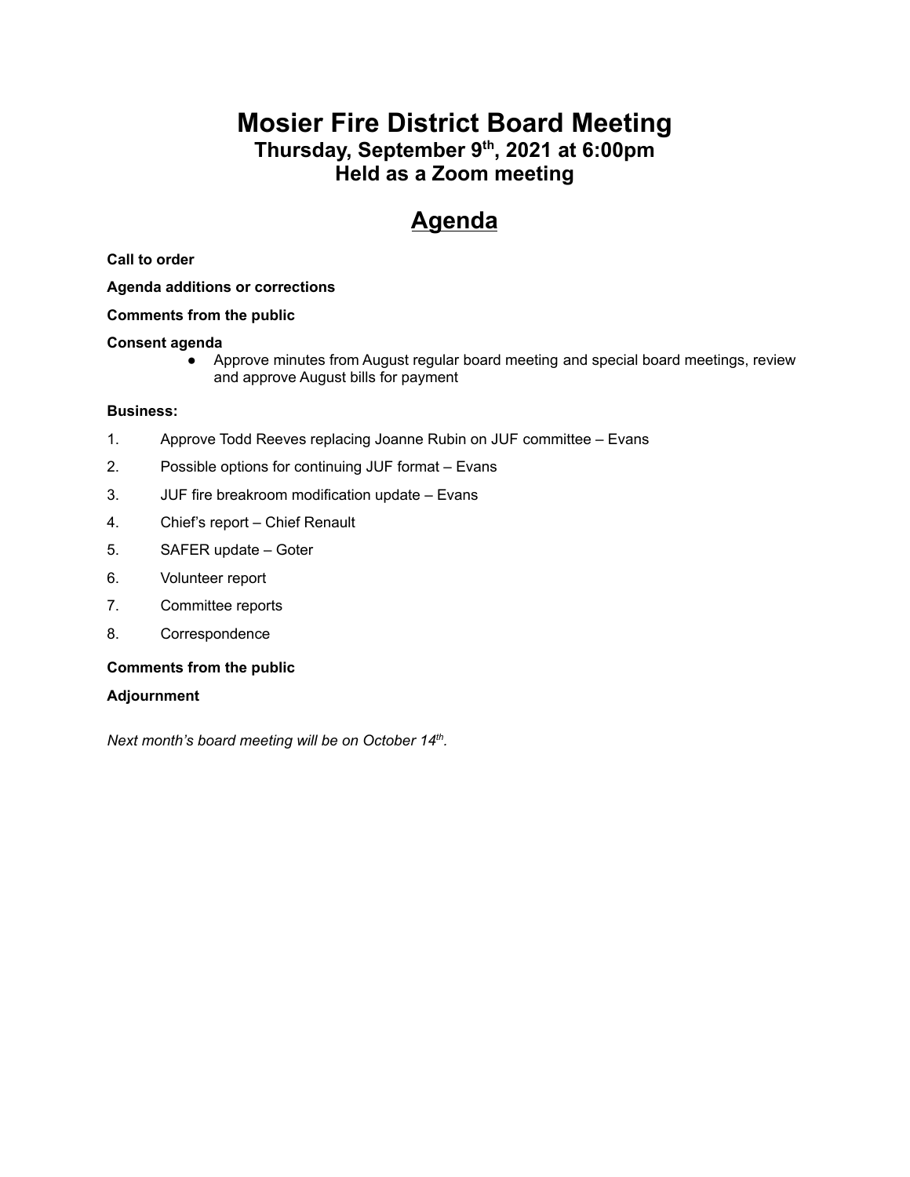# Mosier Fire District Board Meeting

## Thursday, September 9th, 2021 at 6:00pm

## Held as a Zoom meeting

# Agenda

**Call to order**

**Agenda additions or corrections**

**Comments from the public**

**Consent agenda**

- Approve minutes from August regular board meeting and special board meetings, review and approve August bills for payment

**Business:**

1. Approve Todd Reeves replacing Joanne Rubin on JUF committee – Evans
2. Possible options for continuing JUF format – Evans
3. JUF fire breakroom modification update – Evans
4. Chief's report – Chief Renault
5. SAFER update – Goter
6. Volunteer report
7. Committee reports
8. Correspondence

**Comments from the public**

**Adjournment**

*Next month's board meeting will be on October 14th.*